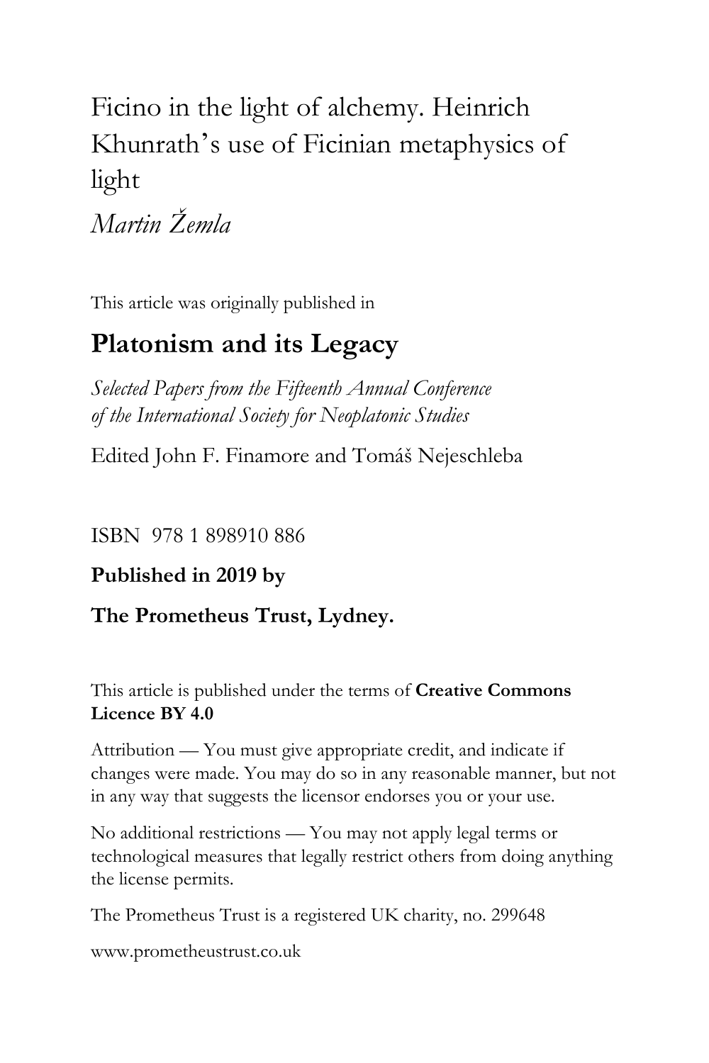# Ficino in the light of alchemy. Heinrich Khunrath's use of Ficinian metaphysics of light

*Martin Žemla*

This article was originally published in

## Platonism and its Legacy

*Selected Papers from the Fifteenth Annual Conference of the International Society for Neoplatonic Studies*

Edited John F. Finamore and Tomáš Nejeschleba

ISBN 978 1 898910 886

**Published in 2019 by**

**The Prometheus Trust, Lydney.**

This article is published under the terms of **Creative Commons Licence BY 4.0**

Attribution — You must give appropriate credit, and indicate if changes were made. You may do so in any reasonable manner, but not in any way that suggests the licensor endorses you or your use.

No additional restrictions — You may not apply legal terms or technological measures that legally restrict others from doing anything the license permits.

The Prometheus Trust is a registered UK charity, no. 299648

www.prometheustrust.co.uk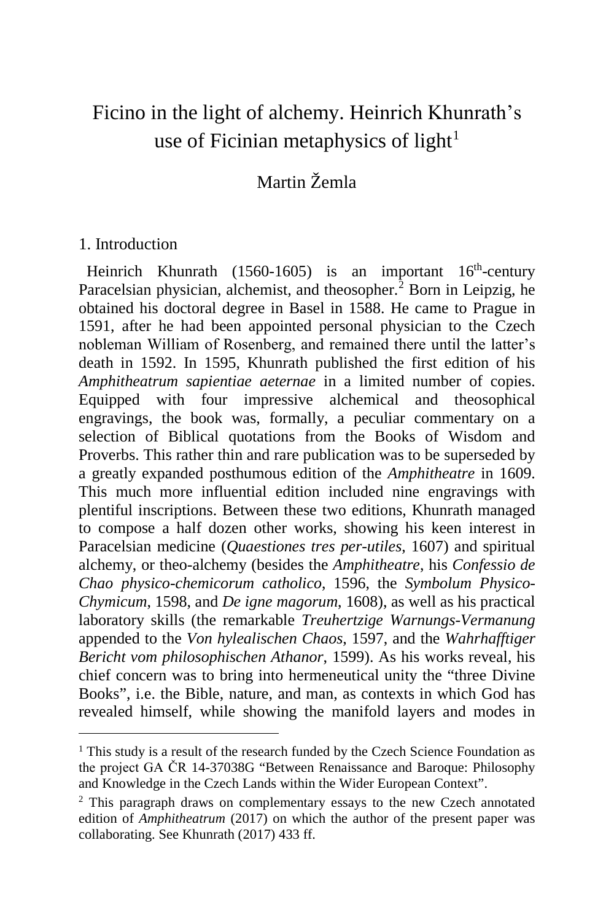# Ficino in the light of alchemy. Heinrich Khunrath's use of Ficinian metaphysics of light[1]

Martin Žemla

## 1. Introduction

Heinrich Khunrath (1560-1605) is an important 16th-century Paracelsian physician, alchemist, and theosopher.[2] Born in Leipzig, he obtained his doctoral degree in Basel in 1588. He came to Prague in 1591, after he had been appointed personal physician to the Czech nobleman William of Rosenberg, and remained there until the latter's death in 1592. In 1595, Khunrath published the first edition of his *Amphitheatrum sapientiae aeternae* in a limited number of copies. Equipped with four impressive alchemical and theosophical engravings, the book was, formally, a peculiar commentary on a selection of Biblical quotations from the Books of Wisdom and Proverbs. This rather thin and rare publication was to be superseded by a greatly expanded posthumous edition of the *Amphitheatre* in 1609. This much more influential edition included nine engravings with plentiful inscriptions. Between these two editions, Khunrath managed to compose a half dozen other works, showing his keen interest in Paracelsian medicine (*Quaestiones tres per-utiles*, 1607) and spiritual alchemy, or theo-alchemy (besides the *Amphitheatre*, his *Confessio de Chao physico-chemicorum catholico*, 1596, the *Symbolum Physico-Chymicum*, 1598, and *De igne magorum*, 1608), as well as his practical laboratory skills (the remarkable *Treuhertzige Warnungs-Vermanung* appended to the *Von hylealischen Chaos*, 1597, and the *Wahrhafftiger Bericht vom philosophischen Athanor*, 1599). As his works reveal, his chief concern was to bring into hermeneutical unity the "three Divine Books", i.e. the Bible, nature, and man, as contexts in which God has revealed himself, while showing the manifold layers and modes in

---

[1] This study is a result of the research funded by the Czech Science Foundation as the project GA ČR 14-37038G "Between Renaissance and Baroque: Philosophy and Knowledge in the Czech Lands within the Wider European Context".

[2] This paragraph draws on complementary essays to the new Czech annotated edition of *Amphitheatrum* (2017) on which the author of the present paper was collaborating. See Khunrath (2017) 433 ff.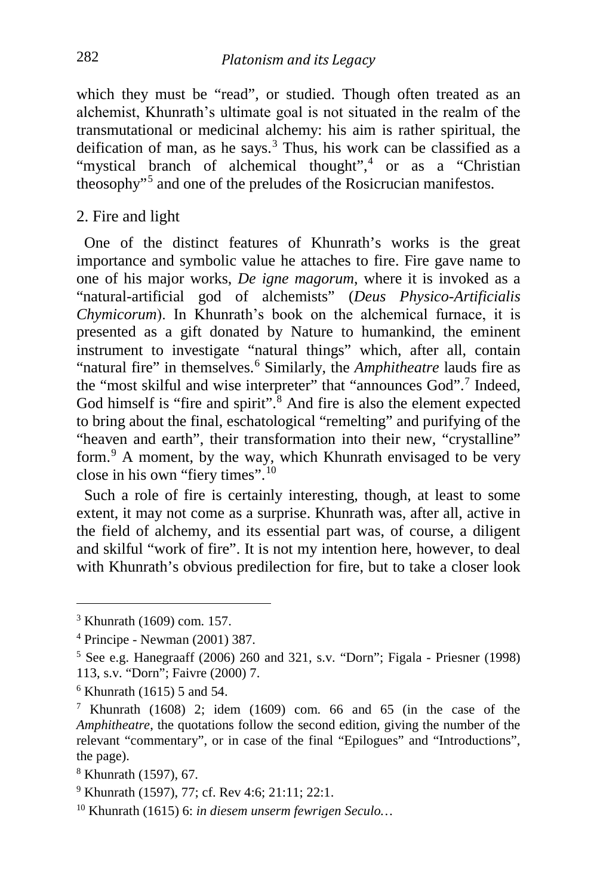which they must be "read", or studied. Though often treated as an alchemist, Khunrath's ultimate goal is not situated in the realm of the transmutational or medicinal alchemy: his aim is rather spiritual, the deification of man, as he says.[3] Thus, his work can be classified as a "mystical branch of alchemical thought",[4] or as a "Christian theosophy"[5] and one of the preludes of the Rosicrucian manifestos.

## 2. Fire and light

One of the distinct features of Khunrath's works is the great importance and symbolic value he attaches to fire. Fire gave name to one of his major works, *De igne magorum*, where it is invoked as a "natural-artificial god of alchemists" (*Deus Physico-Artificialis Chymicorum*). In Khunrath's book on the alchemical furnace, it is presented as a gift donated by Nature to humankind, the eminent instrument to investigate "natural things" which, after all, contain "natural fire" in themselves.[6] Similarly, the *Amphitheatre* lauds fire as the "most skilful and wise interpreter" that "announces God".[7] Indeed, God himself is "fire and spirit".[8] And fire is also the element expected to bring about the final, eschatological "remelting" and purifying of the "heaven and earth", their transformation into their new, "crystalline" form.[9] A moment, by the way, which Khunrath envisaged to be very close in his own "fiery times".[10]

Such a role of fire is certainly interesting, though, at least to some extent, it may not come as a surprise. Khunrath was, after all, active in the field of alchemy, and its essential part was, of course, a diligent and skilful "work of fire". It is not my intention here, however, to deal with Khunrath's obvious predilection for fire, but to take a closer look

---

[3] Khunrath (1609) com. 157.

[4] Principe - Newman (2001) 387.

[5] See e.g. Hanegraaff (2006) 260 and 321, s.v. "Dorn"; Figala - Priesner (1998) 113, s.v. "Dorn"; Faivre (2000) 7.

[6] Khunrath (1615) 5 and 54.

[7] Khunrath (1608) 2; idem (1609) com. 66 and 65 (in the case of the *Amphitheatre*, the quotations follow the second edition, giving the number of the relevant "commentary", or in case of the final "Epilogues" and "Introductions", the page).

[8] Khunrath (1597), 67.

[9] Khunrath (1597), 77; cf. Rev 4:6; 21:11; 22:1.

[10] Khunrath (1615) 6: *in diesem unserm fewrigen Seculo…*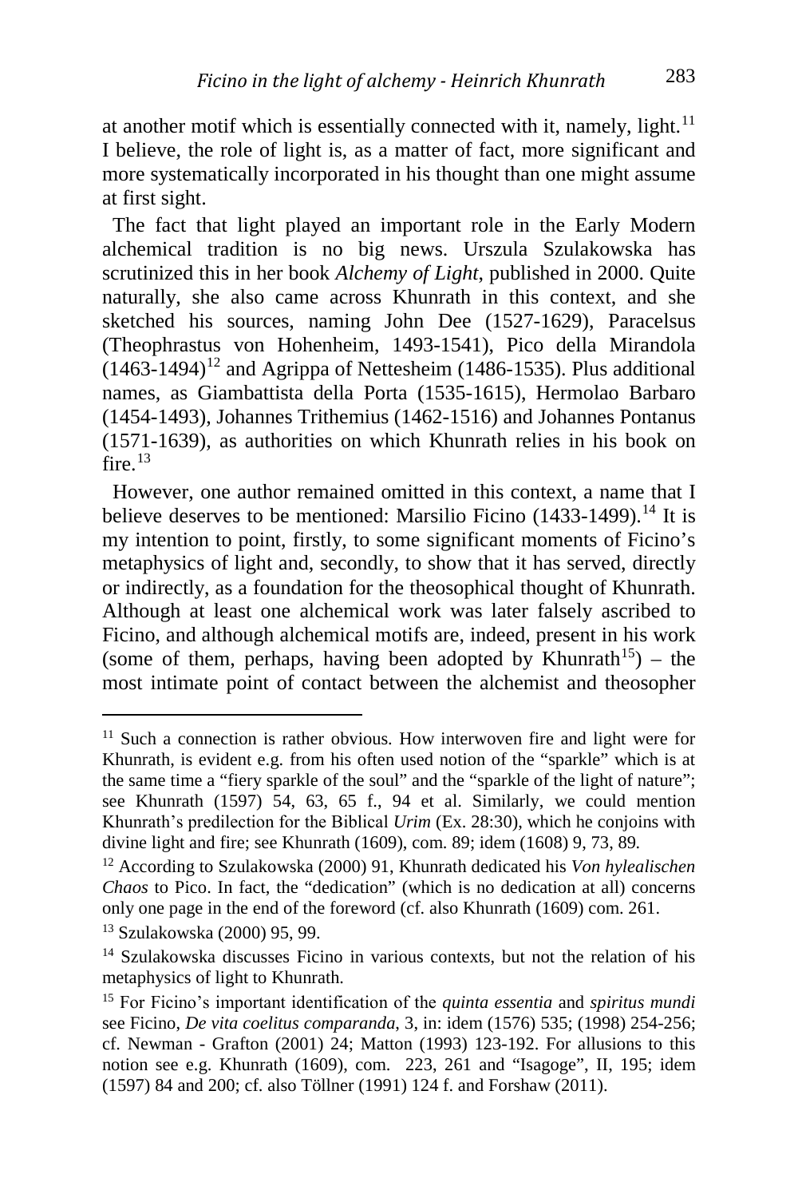at another motif which is essentially connected with it, namely, light.[11] I believe, the role of light is, as a matter of fact, more significant and more systematically incorporated in his thought than one might assume at first sight.

The fact that light played an important role in the Early Modern alchemical tradition is no big news. Urszula Szulakowska has scrutinized this in her book *Alchemy of Light*, published in 2000. Quite naturally, she also came across Khunrath in this context, and she sketched his sources, naming John Dee (1527-1629), Paracelsus (Theophrastus von Hohenheim, 1493-1541), Pico della Mirandola (1463-1494)[12] and Agrippa of Nettesheim (1486-1535). Plus additional names, as Giambattista della Porta (1535-1615), Hermolao Barbaro (1454-1493), Johannes Trithemius (1462-1516) and Johannes Pontanus (1571-1639), as authorities on which Khunrath relies in his book on fire.[13]

However, one author remained omitted in this context, a name that I believe deserves to be mentioned: Marsilio Ficino (1433-1499).[14] It is my intention to point, firstly, to some significant moments of Ficino's metaphysics of light and, secondly, to show that it has served, directly or indirectly, as a foundation for the theosophical thought of Khunrath. Although at least one alchemical work was later falsely ascribed to Ficino, and although alchemical motifs are, indeed, present in his work (some of them, perhaps, having been adopted by Khunrath[15]) – the most intimate point of contact between the alchemist and theosopher

---

[11] Such a connection is rather obvious. How interwoven fire and light were for Khunrath, is evident e.g. from his often used notion of the "sparkle" which is at the same time a "fiery sparkle of the soul" and the "sparkle of the light of nature"; see Khunrath (1597) 54, 63, 65 f., 94 et al. Similarly, we could mention Khunrath's predilection for the Biblical *Urim* (Ex. 28:30), which he conjoins with divine light and fire; see Khunrath (1609), com. 89; idem (1608) 9, 73, 89.

[12] According to Szulakowska (2000) 91, Khunrath dedicated his *Von hylealischen Chaos* to Pico. In fact, the "dedication" (which is no dedication at all) concerns only one page in the end of the foreword (cf. also Khunrath (1609) com. 261.

[13] Szulakowska (2000) 95, 99.

[14] Szulakowska discusses Ficino in various contexts, but not the relation of his metaphysics of light to Khunrath.

[15] For Ficino's important identification of the *quinta essentia* and *spiritus mundi* see Ficino, *De vita coelitus comparanda*, 3, in: idem (1576) 535; (1998) 254-256; cf. Newman - Grafton (2001) 24; Matton (1993) 123-192. For allusions to this notion see e.g. Khunrath (1609), com. 223, 261 and "Isagoge", II, 195; idem (1597) 84 and 200; cf. also Töllner (1991) 124 f. and Forshaw (2011).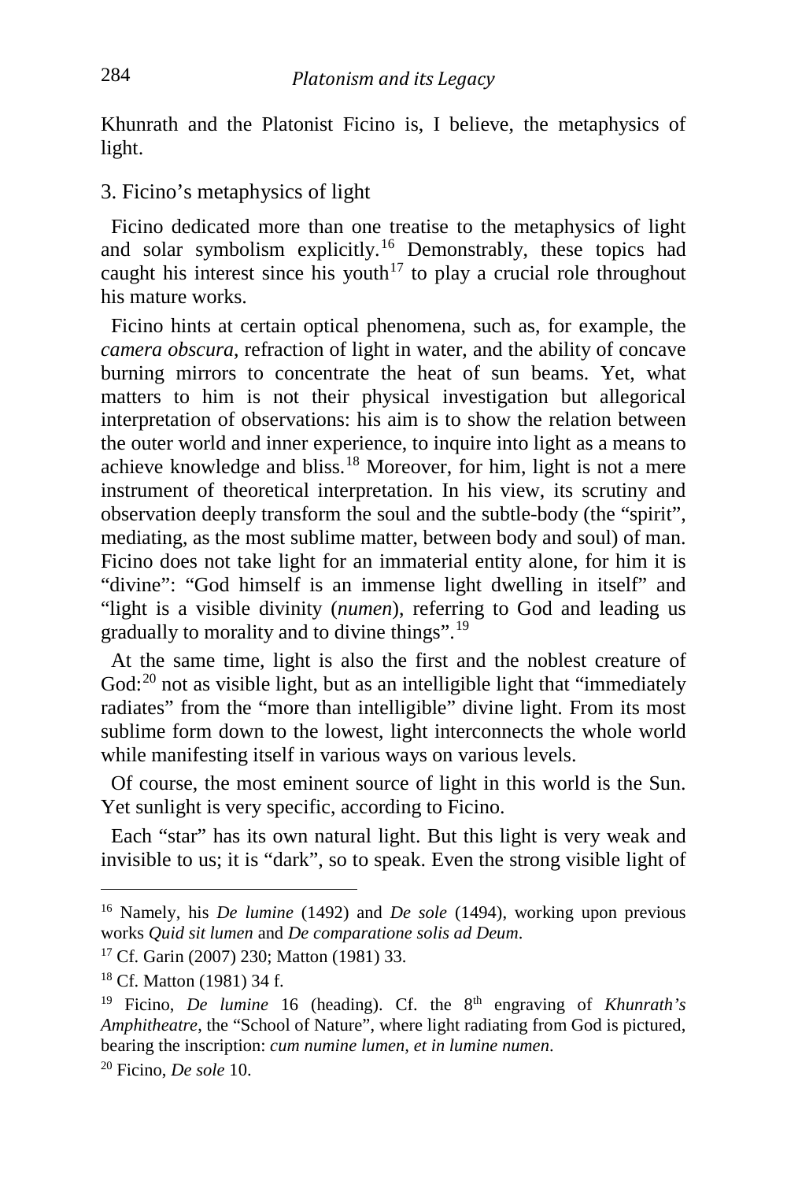Khunrath and the Platonist Ficino is, I believe, the metaphysics of light.

## 3. Ficino's metaphysics of light

Ficino dedicated more than one treatise to the metaphysics of light and solar symbolism explicitly.[16] Demonstrably, these topics had caught his interest since his youth[17] to play a crucial role throughout his mature works.

Ficino hints at certain optical phenomena, such as, for example, the *camera obscura*, refraction of light in water, and the ability of concave burning mirrors to concentrate the heat of sun beams. Yet, what matters to him is not their physical investigation but allegorical interpretation of observations: his aim is to show the relation between the outer world and inner experience, to inquire into light as a means to achieve knowledge and bliss.[18] Moreover, for him, light is not a mere instrument of theoretical interpretation. In his view, its scrutiny and observation deeply transform the soul and the subtle-body (the "spirit", mediating, as the most sublime matter, between body and soul) of man. Ficino does not take light for an immaterial entity alone, for him it is "divine": "God himself is an immense light dwelling in itself" and "light is a visible divinity (*numen*), referring to God and leading us gradually to morality and to divine things".[19]

At the same time, light is also the first and the noblest creature of God:[20] not as visible light, but as an intelligible light that "immediately radiates" from the "more than intelligible" divine light. From its most sublime form down to the lowest, light interconnects the whole world while manifesting itself in various ways on various levels.

Of course, the most eminent source of light in this world is the Sun. Yet sunlight is very specific, according to Ficino.

Each "star" has its own natural light. But this light is very weak and invisible to us; it is "dark", so to speak. Even the strong visible light of

---

[16] Namely, his *De lumine* (1492) and *De sole* (1494), working upon previous works *Quid sit lumen* and *De comparatione solis ad Deum*.

[17] Cf. Garin (2007) 230; Matton (1981) 33.

[18] Cf. Matton (1981) 34 f.

[19] Ficino, *De lumine* 16 (heading). Cf. the 8th engraving of *Khunrath's Amphitheatre*, the "School of Nature", where light radiating from God is pictured, bearing the inscription: *cum numine lumen, et in lumine numen*.

[20] Ficino, *De sole* 10.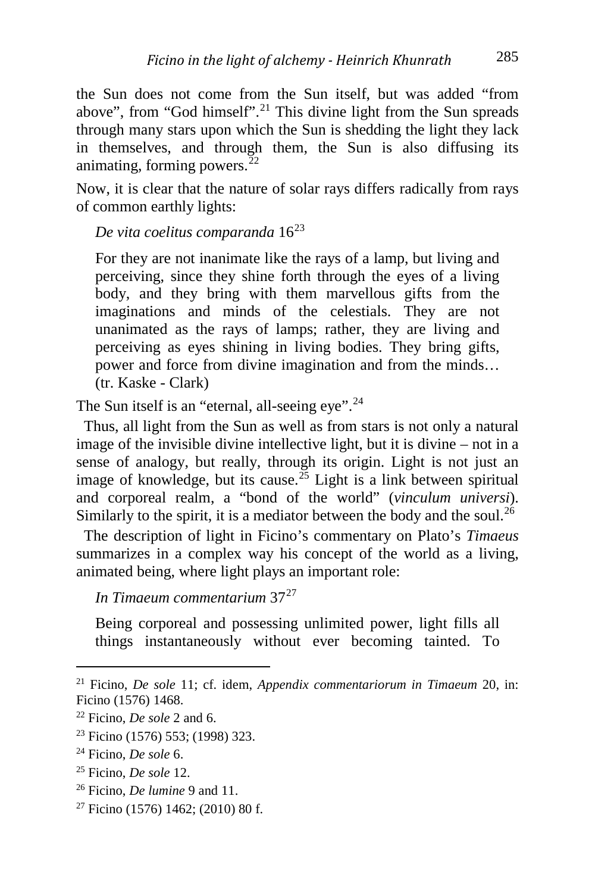the Sun does not come from the Sun itself, but was added "from above", from "God himself".[21] This divine light from the Sun spreads through many stars upon which the Sun is shedding the light they lack in themselves, and through them, the Sun is also diffusing its animating, forming powers.[22]

Now, it is clear that the nature of solar rays differs radically from rays of common earthly lights:

> *De vita coelitus comparanda* 16[23]
>
> For they are not inanimate like the rays of a lamp, but living and perceiving, since they shine forth through the eyes of a living body, and they bring with them marvellous gifts from the imaginations and minds of the celestials. They are not unanimated as the rays of lamps; rather, they are living and perceiving as eyes shining in living bodies. They bring gifts, power and force from divine imagination and from the minds… (tr. Kaske - Clark)

The Sun itself is an "eternal, all-seeing eye".[24]

Thus, all light from the Sun as well as from stars is not only a natural image of the invisible divine intellective light, but it is divine – not in a sense of analogy, but really, through its origin. Light is not just an image of knowledge, but its cause.[25] Light is a link between spiritual and corporeal realm, a "bond of the world" (*vinculum universi*). Similarly to the spirit, it is a mediator between the body and the soul.[26]

The description of light in Ficino's commentary on Plato's *Timaeus* summarizes in a complex way his concept of the world as a living, animated being, where light plays an important role:

> *In Timaeum commentarium* 37[27]
>
> Being corporeal and possessing unlimited power, light fills all things instantaneously without ever becoming tainted. To

---

[21] Ficino, *De sole* 11; cf. idem, *Appendix commentariorum in Timaeum* 20, in: Ficino (1576) 1468.

[22] Ficino, *De sole* 2 and 6.

[23] Ficino (1576) 553; (1998) 323.

[24] Ficino, *De sole* 6.

[25] Ficino, *De sole* 12.

[26] Ficino, *De lumine* 9 and 11.

[27] Ficino (1576) 1462; (2010) 80 f.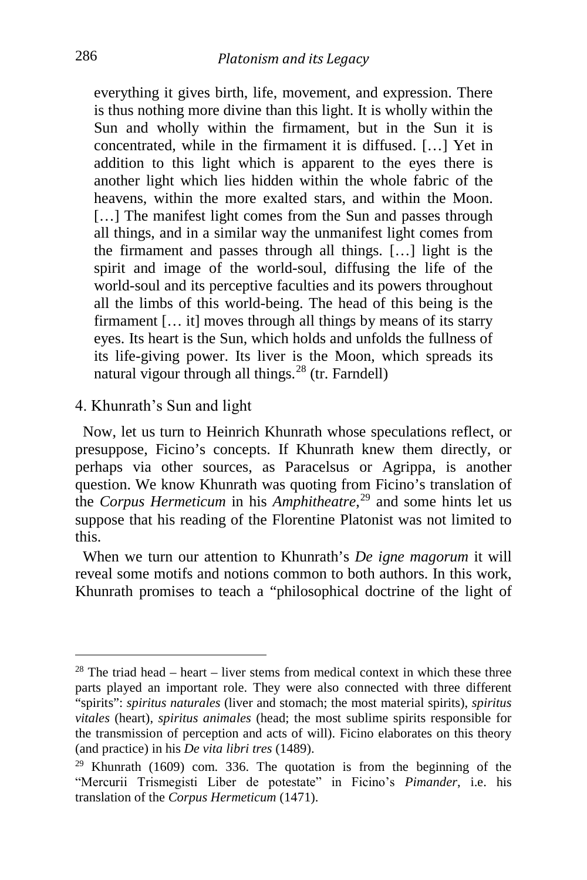everything it gives birth, life, movement, and expression. There is thus nothing more divine than this light. It is wholly within the Sun and wholly within the firmament, but in the Sun it is concentrated, while in the firmament it is diffused. […] Yet in addition to this light which is apparent to the eyes there is another light which lies hidden within the whole fabric of the heavens, within the more exalted stars, and within the Moon. […] The manifest light comes from the Sun and passes through all things, and in a similar way the unmanifest light comes from the firmament and passes through all things. […] light is the spirit and image of the world-soul, diffusing the life of the world-soul and its perceptive faculties and its powers throughout all the limbs of this world-being. The head of this being is the firmament [… it] moves through all things by means of its starry eyes. Its heart is the Sun, which holds and unfolds the fullness of its life-giving power. Its liver is the Moon, which spreads its natural vigour through all things.[28] (tr. Farndell)

## 4. Khunrath's Sun and light

Now, let us turn to Heinrich Khunrath whose speculations reflect, or presuppose, Ficino's concepts. If Khunrath knew them directly, or perhaps via other sources, as Paracelsus or Agrippa, is another question. We know Khunrath was quoting from Ficino's translation of the *Corpus Hermeticum* in his *Amphitheatre*,[29] and some hints let us suppose that his reading of the Florentine Platonist was not limited to this.

When we turn our attention to Khunrath's *De igne magorum* it will reveal some motifs and notions common to both authors. In this work, Khunrath promises to teach a "philosophical doctrine of the light of

---

[28] The triad head – heart – liver stems from medical context in which these three parts played an important role. They were also connected with three different "spirits": *spiritus naturales* (liver and stomach; the most material spirits), *spiritus vitales* (heart), *spiritus animales* (head; the most sublime spirits responsible for the transmission of perception and acts of will). Ficino elaborates on this theory (and practice) in his *De vita libri tres* (1489).

[29] Khunrath (1609) com. 336. The quotation is from the beginning of the "Mercurii Trismegisti Liber de potestate" in Ficino's *Pimander*, i.e. his translation of the *Corpus Hermeticum* (1471).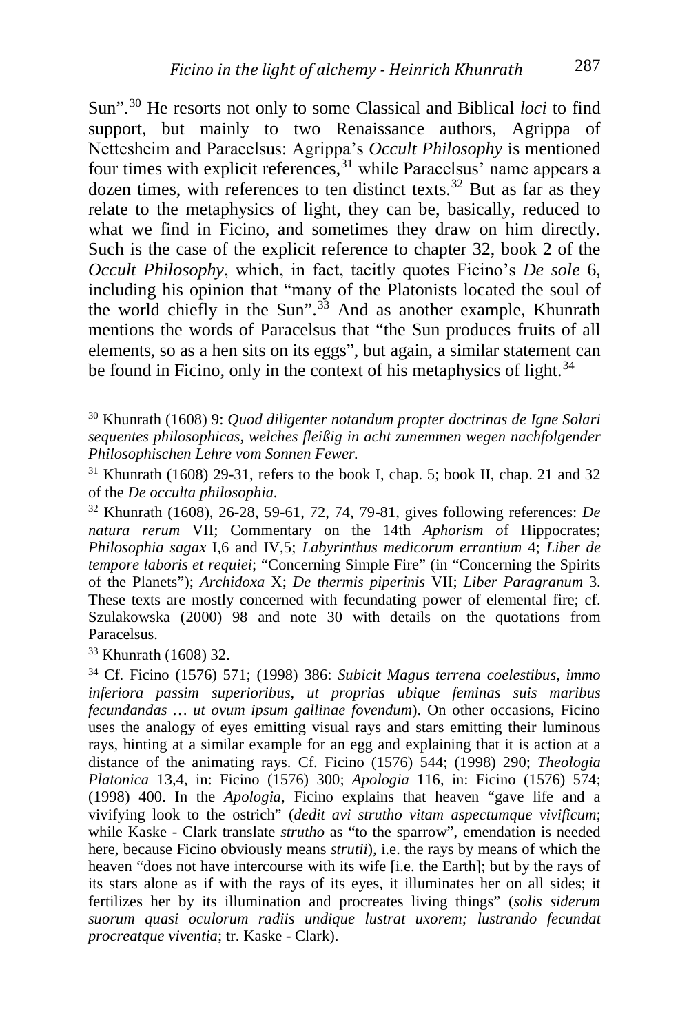Sun".[30] He resorts not only to some Classical and Biblical *loci* to find support, but mainly to two Renaissance authors, Agrippa of Nettesheim and Paracelsus: Agrippa's *Occult Philosophy* is mentioned four times with explicit references,[31] while Paracelsus' name appears a dozen times, with references to ten distinct texts.[32] But as far as they relate to the metaphysics of light, they can be, basically, reduced to what we find in Ficino, and sometimes they draw on him directly. Such is the case of the explicit reference to chapter 32, book 2 of the *Occult Philosophy*, which, in fact, tacitly quotes Ficino's *De sole* 6, including his opinion that "many of the Platonists located the soul of the world chiefly in the Sun".[33] And as another example, Khunrath mentions the words of Paracelsus that "the Sun produces fruits of all elements, so as a hen sits on its eggs", but again, a similar statement can be found in Ficino, only in the context of his metaphysics of light.[34]

---

[30] Khunrath (1608) 9: *Quod diligenter notandum propter doctrinas de Igne Solari sequentes philosophicas, welches fleißig in acht zunemmen wegen nachfolgender Philosophischen Lehre vom Sonnen Fewer.*

[31] Khunrath (1608) 29-31, refers to the book I, chap. 5; book II, chap. 21 and 32 of the *De occulta philosophia*.

[32] Khunrath (1608), 26-28, 59-61, 72, 74, 79-81, gives following references: *De natura rerum* VII; Commentary on the 14th *Aphorism o*f Hippocrates; *Philosophia sagax* I,6 and IV,5; *Labyrinthus medicorum errantium* 4; *Liber de tempore laboris et requiei*; "Concerning Simple Fire" (in "Concerning the Spirits of the Planets"); *Archidoxa* X; *De thermis piperinis* VII; *Liber Paragranum* 3. These texts are mostly concerned with fecundating power of elemental fire; cf. Szulakowska (2000) 98 and note 30 with details on the quotations from Paracelsus.

[33] Khunrath (1608) 32.

[34] Cf. Ficino (1576) 571; (1998) 386: *Subicit Magus terrena coelestibus, immo inferiora passim superioribus, ut proprias ubique feminas suis maribus fecundandas … ut ovum ipsum gallinae fovendum*). On other occasions, Ficino uses the analogy of eyes emitting visual rays and stars emitting their luminous rays, hinting at a similar example for an egg and explaining that it is action at a distance of the animating rays. Cf. Ficino (1576) 544; (1998) 290; *Theologia Platonica* 13,4, in: Ficino (1576) 300; *Apologia* 116, in: Ficino (1576) 574; (1998) 400. In the *Apologia*, Ficino explains that heaven "gave life and a vivifying look to the ostrich" (*dedit avi strutho vitam aspectumque vivificum*; while Kaske - Clark translate *strutho* as "to the sparrow", emendation is needed here, because Ficino obviously means *strutii*), i.e. the rays by means of which the heaven "does not have intercourse with its wife [i.e. the Earth]; but by the rays of its stars alone as if with the rays of its eyes, it illuminates her on all sides; it fertilizes her by its illumination and procreates living things" (*solis siderum suorum quasi oculorum radiis undique lustrat uxorem; lustrando fecundat procreatque viventia*; tr. Kaske - Clark).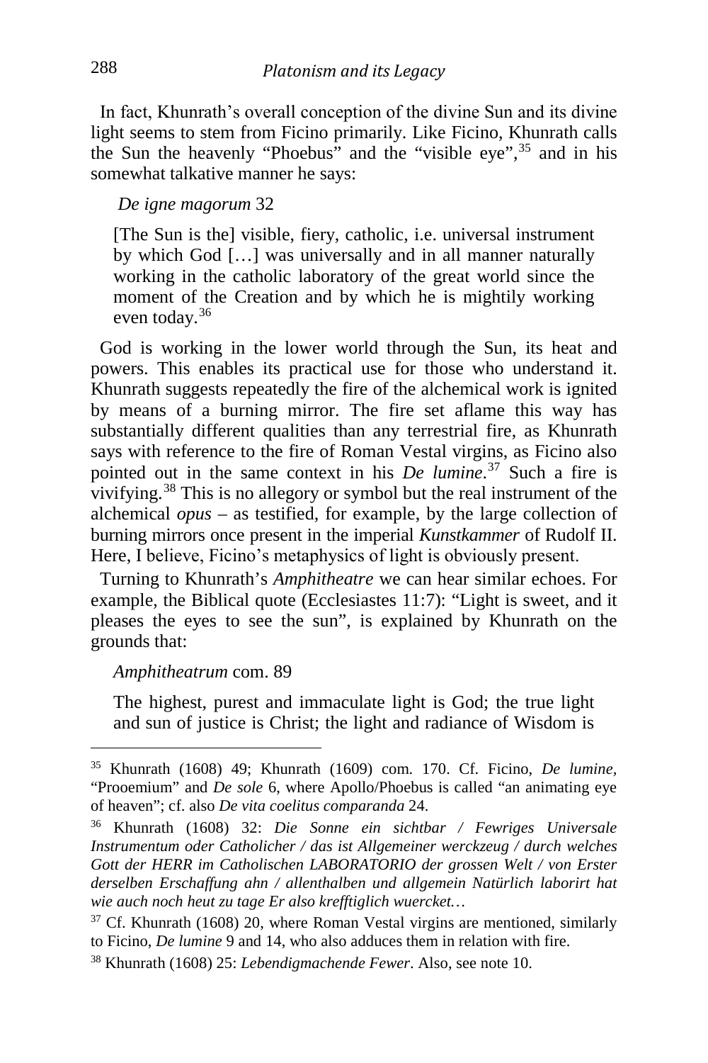In fact, Khunrath's overall conception of the divine Sun and its divine light seems to stem from Ficino primarily. Like Ficino, Khunrath calls the Sun the heavenly "Phoebus" and the "visible eye",[35] and in his somewhat talkative manner he says:

*De igne magorum* 32

> [The Sun is the] visible, fiery, catholic, i.e. universal instrument by which God […] was universally and in all manner naturally working in the catholic laboratory of the great world since the moment of the Creation and by which he is mightily working even today.[36]

God is working in the lower world through the Sun, its heat and powers. This enables its practical use for those who understand it. Khunrath suggests repeatedly the fire of the alchemical work is ignited by means of a burning mirror. The fire set aflame this way has substantially different qualities than any terrestrial fire, as Khunrath says with reference to the fire of Roman Vestal virgins, as Ficino also pointed out in the same context in his *De lumine*.[37] Such a fire is vivifying.[38] This is no allegory or symbol but the real instrument of the alchemical *opus* – as testified, for example, by the large collection of burning mirrors once present in the imperial *Kunstkammer* of Rudolf II. Here, I believe, Ficino's metaphysics of light is obviously present.

Turning to Khunrath's *Amphitheatre* we can hear similar echoes. For example, the Biblical quote (Ecclesiastes 11:7): "Light is sweet, and it pleases the eyes to see the sun", is explained by Khunrath on the grounds that:

*Amphitheatrum* com. 89

> The highest, purest and immaculate light is God; the true light and sun of justice is Christ; the light and radiance of Wisdom is

---

[35] Khunrath (1608) 49; Khunrath (1609) com. 170. Cf. Ficino, *De lumine*, "Prooemium" and *De sole* 6, where Apollo/Phoebus is called "an animating eye of heaven"; cf. also *De vita coelitus comparanda* 24.

[36] Khunrath (1608) 32: *Die Sonne ein sichtbar / Fewriges Universale Instrumentum oder Catholicher / das ist Allgemeiner werckzeug / durch welches Gott der HERR im Catholischen LABORATORIO der grossen Welt / von Erster derselben Erschaffung ahn / allenthalben und allgemein Natürlich laborirt hat wie auch noch heut zu tage Er also krefftiglich wuercket…*

[37] Cf. Khunrath (1608) 20, where Roman Vestal virgins are mentioned, similarly to Ficino, *De lumine* 9 and 14, who also adduces them in relation with fire.

[38] Khunrath (1608) 25: *Lebendigmachende Fewer*. Also, see note 10.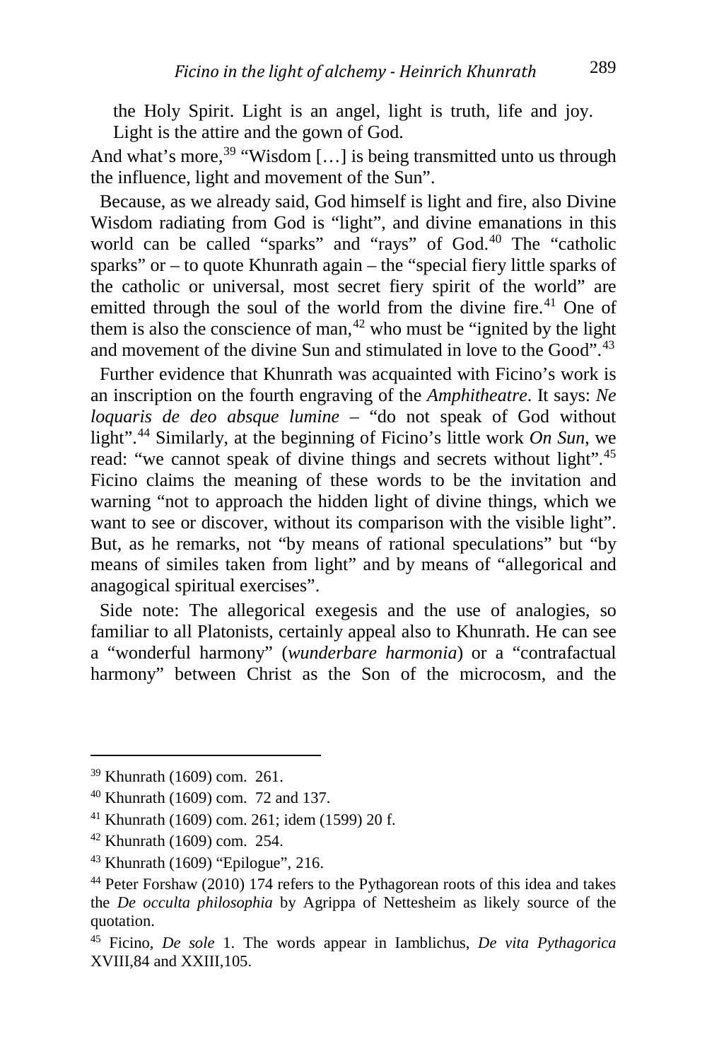the Holy Spirit. Light is an angel, light is truth, life and joy. Light is the attire and the gown of God.

And what's more,[39] "Wisdom […] is being transmitted unto us through the influence, light and movement of the Sun".

Because, as we already said, God himself is light and fire, also Divine Wisdom radiating from God is "light", and divine emanations in this world can be called "sparks" and "rays" of God.[40] The "catholic sparks" or – to quote Khunrath again – the "special fiery little sparks of the catholic or universal, most secret fiery spirit of the world" are emitted through the soul of the world from the divine fire.[41] One of them is also the conscience of man,[42] who must be "ignited by the light and movement of the divine Sun and stimulated in love to the Good".[43]

Further evidence that Khunrath was acquainted with Ficino's work is an inscription on the fourth engraving of the *Amphitheatre*. It says: *Ne loquaris de deo absque lumine* – "do not speak of God without light".[44] Similarly, at the beginning of Ficino's little work *On Sun*, we read: "we cannot speak of divine things and secrets without light".[45] Ficino claims the meaning of these words to be the invitation and warning "not to approach the hidden light of divine things, which we want to see or discover, without its comparison with the visible light". But, as he remarks, not "by means of rational speculations" but "by means of similes taken from light" and by means of "allegorical and anagogical spiritual exercises".

Side note: The allegorical exegesis and the use of analogies, so familiar to all Platonists, certainly appeal also to Khunrath. He can see a "wonderful harmony" (*wunderbare harmonia*) or a "contrafactual harmony" between Christ as the Son of the microcosm, and the

---

[39] Khunrath (1609) com. 261.

[40] Khunrath (1609) com. 72 and 137.

[41] Khunrath (1609) com. 261; idem (1599) 20 f.

[42] Khunrath (1609) com. 254.

[43] Khunrath (1609) "Epilogue", 216.

[44] Peter Forshaw (2010) 174 refers to the Pythagorean roots of this idea and takes the *De occulta philosophia* by Agrippa of Nettesheim as likely source of the quotation.

[45] Ficino, *De sole* 1. The words appear in Iamblichus, *De vita Pythagorica* XVIII,84 and XXIII,105.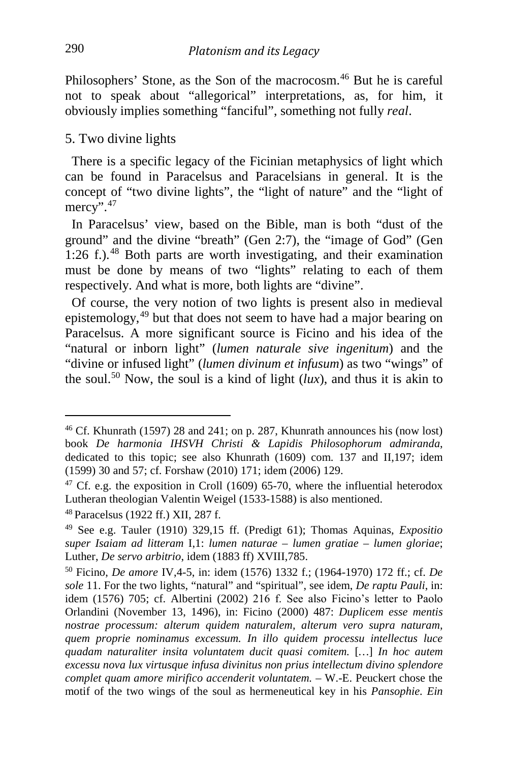Philosophers' Stone, as the Son of the macrocosm.[46] But he is careful not to speak about "allegorical" interpretations, as, for him, it obviously implies something "fanciful", something not fully *real*.

## 5. Two divine lights

There is a specific legacy of the Ficinian metaphysics of light which can be found in Paracelsus and Paracelsians in general. It is the concept of "two divine lights", the "light of nature" and the "light of mercy".[47]

In Paracelsus' view, based on the Bible, man is both "dust of the ground" and the divine "breath" (Gen 2:7), the "image of God" (Gen 1:26 f.).[48] Both parts are worth investigating, and their examination must be done by means of two "lights" relating to each of them respectively. And what is more, both lights are "divine".

Of course, the very notion of two lights is present also in medieval epistemology,[49] but that does not seem to have had a major bearing on Paracelsus. A more significant source is Ficino and his idea of the "natural or inborn light" (*lumen naturale sive ingenitum*) and the "divine or infused light" (*lumen divinum et infusum*) as two "wings" of the soul.[50] Now, the soul is a kind of light (*lux*), and thus it is akin to

---

[46] Cf. Khunrath (1597) 28 and 241; on p. 287, Khunrath announces his (now lost) book *De harmonia IHSVH Christi & Lapidis Philosophorum admiranda*, dedicated to this topic; see also Khunrath (1609) com. 137 and II,197; idem (1599) 30 and 57; cf. Forshaw (2010) 171; idem (2006) 129.

[47] Cf. e.g. the exposition in Croll (1609) 65-70, where the influential heterodox Lutheran theologian Valentin Weigel (1533-1588) is also mentioned.

[48] Paracelsus (1922 ff.) XII, 287 f.

[49] See e.g. Tauler (1910) 329,15 ff. (Predigt 61); Thomas Aquinas, *Expositio super Isaiam ad litteram* I,1: *lumen naturae – lumen gratiae – lumen gloriae*; Luther, *De servo arbitrio*, idem (1883 ff) XVIII,785.

[50] Ficino, *De amore* IV,4-5, in: idem (1576) 1332 f.; (1964-1970) 172 ff.; cf. *De sole* 11. For the two lights, "natural" and "spiritual", see idem, *De raptu Pauli*, in: idem (1576) 705; cf. Albertini (2002) 216 f. See also Ficino's letter to Paolo Orlandini (November 13, 1496), in: Ficino (2000) 487: *Duplicem esse mentis nostrae processum: alterum quidem naturalem, alterum vero supra naturam, quem proprie nominamus excessum. In illo quidem processu intellectus luce quadam naturaliter insita voluntatem ducit quasi comitem.* […] *In hoc autem excessu nova lux virtusque infusa divinitus non prius intellectum divino splendore complet quam amore mirifico accenderit voluntatem.* – W.-E. Peuckert chose the motif of the two wings of the soul as hermeneutical key in his *Pansophie. Ein*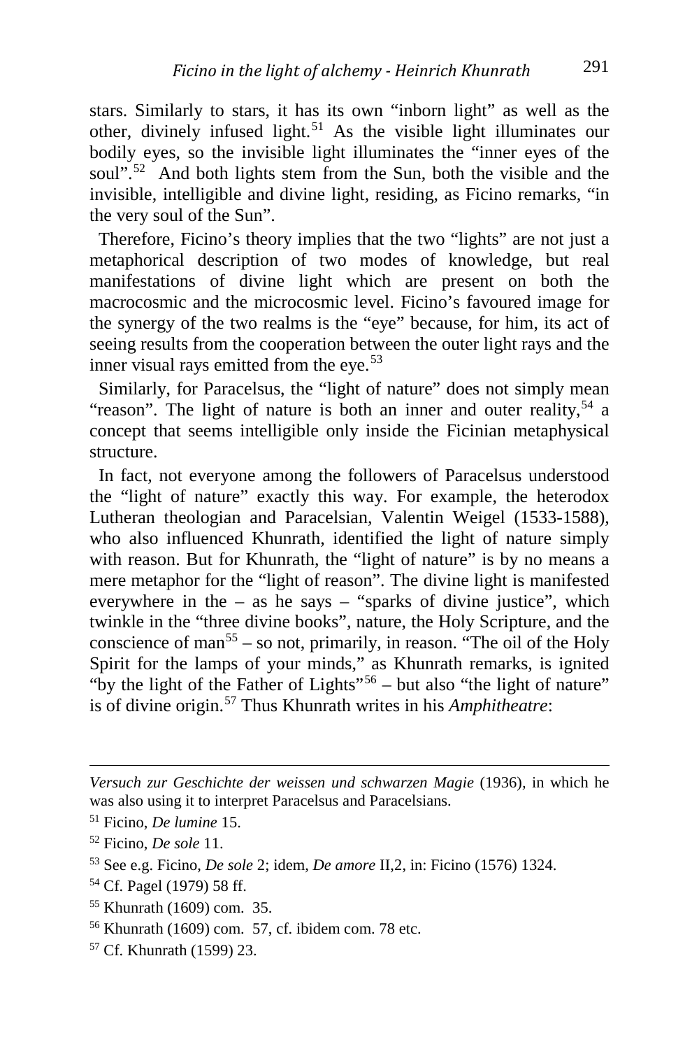stars. Similarly to stars, it has its own "inborn light" as well as the other, divinely infused light.[51] As the visible light illuminates our bodily eyes, so the invisible light illuminates the "inner eyes of the soul".[52] And both lights stem from the Sun, both the visible and the invisible, intelligible and divine light, residing, as Ficino remarks, "in the very soul of the Sun".

Therefore, Ficino's theory implies that the two "lights" are not just a metaphorical description of two modes of knowledge, but real manifestations of divine light which are present on both the macrocosmic and the microcosmic level. Ficino's favoured image for the synergy of the two realms is the "eye" because, for him, its act of seeing results from the cooperation between the outer light rays and the inner visual rays emitted from the eye.[53]

Similarly, for Paracelsus, the "light of nature" does not simply mean "reason". The light of nature is both an inner and outer reality,[54] a concept that seems intelligible only inside the Ficinian metaphysical structure.

In fact, not everyone among the followers of Paracelsus understood the "light of nature" exactly this way. For example, the heterodox Lutheran theologian and Paracelsian, Valentin Weigel (1533-1588), who also influenced Khunrath, identified the light of nature simply with reason. But for Khunrath, the "light of nature" is by no means a mere metaphor for the "light of reason". The divine light is manifested everywhere in the – as he says – "sparks of divine justice", which twinkle in the "three divine books", nature, the Holy Scripture, and the conscience of man[55] – so not, primarily, in reason. "The oil of the Holy Spirit for the lamps of your minds," as Khunrath remarks, is ignited "by the light of the Father of Lights"[56] – but also "the light of nature" is of divine origin.[57] Thus Khunrath writes in his *Amphitheatre*:

---

*Versuch zur Geschichte der weissen und schwarzen Magie* (1936), in which he was also using it to interpret Paracelsus and Paracelsians.

[51] Ficino, *De lumine* 15.

[52] Ficino, *De sole* 11.

[53] See e.g. Ficino, *De sole* 2; idem, *De amore* II,2, in: Ficino (1576) 1324.

[54] Cf. Pagel (1979) 58 ff.

[55] Khunrath (1609) com. 35.

[56] Khunrath (1609) com. 57, cf. ibidem com. 78 etc.

[57] Cf. Khunrath (1599) 23.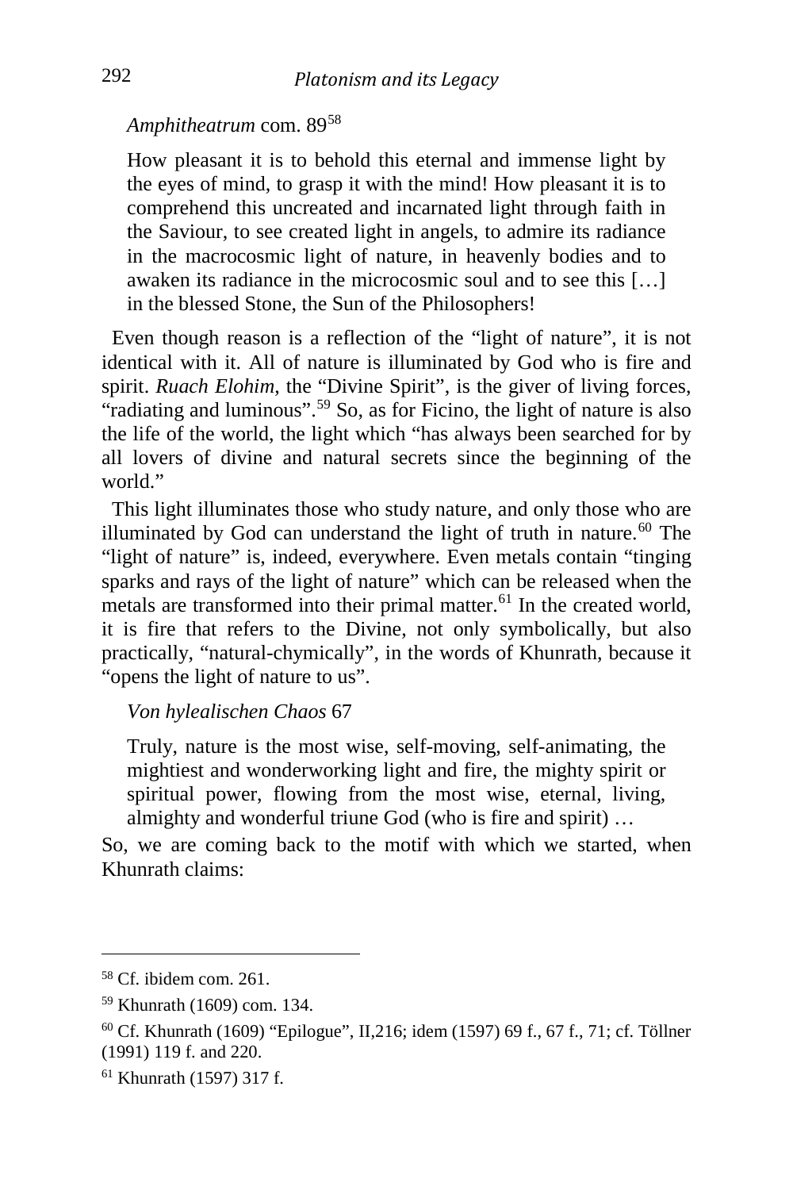*Amphitheatrum* com. 89[58]

> How pleasant it is to behold this eternal and immense light by the eyes of mind, to grasp it with the mind! How pleasant it is to comprehend this uncreated and incarnated light through faith in the Saviour, to see created light in angels, to admire its radiance in the macrocosmic light of nature, in heavenly bodies and to awaken its radiance in the microcosmic soul and to see this […] in the blessed Stone, the Sun of the Philosophers!

Even though reason is a reflection of the "light of nature", it is not identical with it. All of nature is illuminated by God who is fire and spirit. *Ruach Elohim*, the "Divine Spirit", is the giver of living forces, "radiating and luminous".[59] So, as for Ficino, the light of nature is also the life of the world, the light which "has always been searched for by all lovers of divine and natural secrets since the beginning of the world."

This light illuminates those who study nature, and only those who are illuminated by God can understand the light of truth in nature.[60] The "light of nature" is, indeed, everywhere. Even metals contain "tinging sparks and rays of the light of nature" which can be released when the metals are transformed into their primal matter.[61] In the created world, it is fire that refers to the Divine, not only symbolically, but also practically, "natural-chymically", in the words of Khunrath, because it "opens the light of nature to us".

*Von hylealischen Chaos* 67

> Truly, nature is the most wise, self-moving, self-animating, the mightiest and wonderworking light and fire, the mighty spirit or spiritual power, flowing from the most wise, eternal, living, almighty and wonderful triune God (who is fire and spirit) …

So, we are coming back to the motif with which we started, when Khunrath claims:

---

[58] Cf. ibidem com. 261.

[59] Khunrath (1609) com. 134.

[60] Cf. Khunrath (1609) "Epilogue", II,216; idem (1597) 69 f., 67 f., 71; cf. Töllner (1991) 119 f. and 220.

[61] Khunrath (1597) 317 f.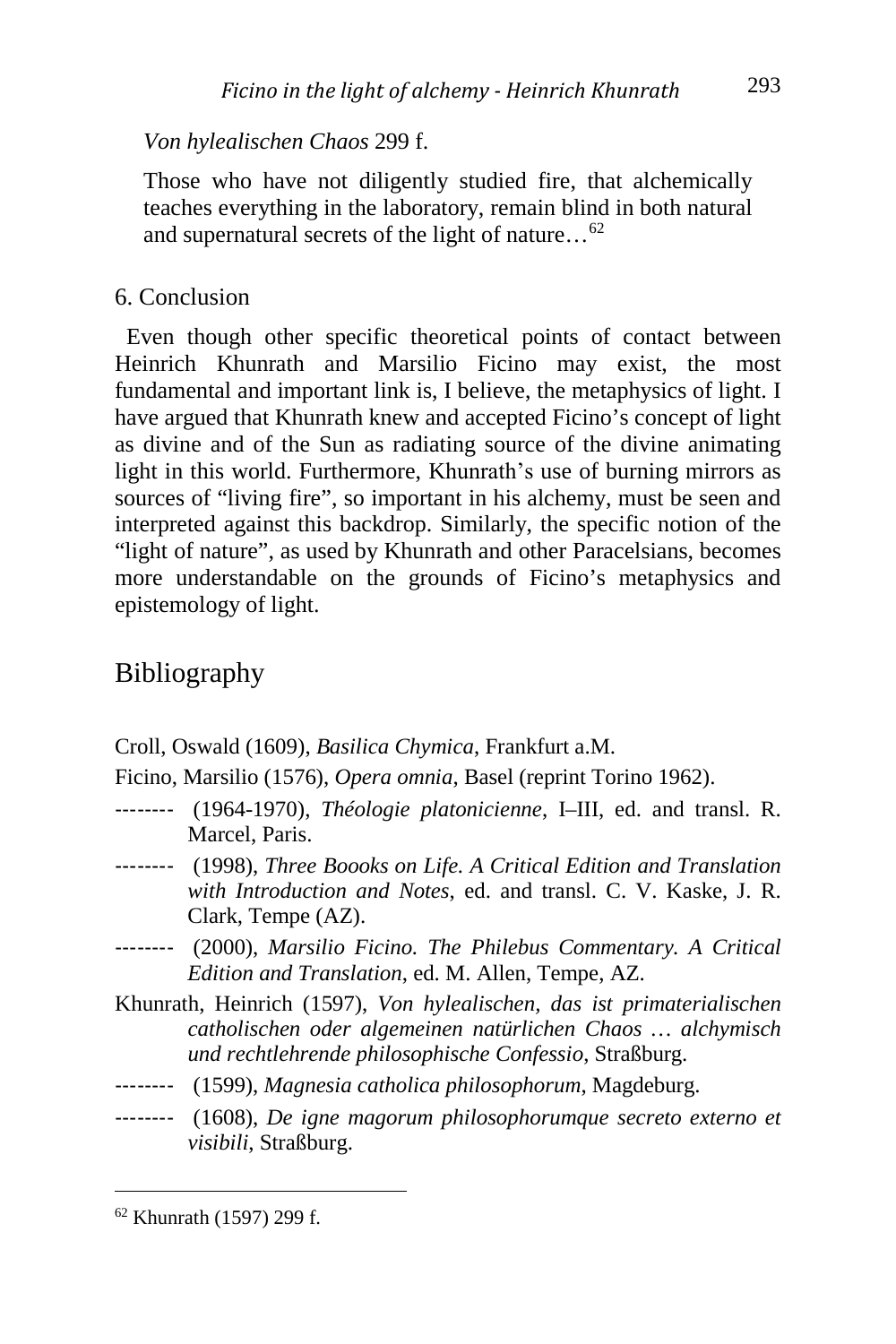*Von hylealischen Chaos* 299 f.

> Those who have not diligently studied fire, that alchemically teaches everything in the laboratory, remain blind in both natural and supernatural secrets of the light of nature…[62]

6. Conclusion

Even though other specific theoretical points of contact between Heinrich Khunrath and Marsilio Ficino may exist, the most fundamental and important link is, I believe, the metaphysics of light. I have argued that Khunrath knew and accepted Ficino's concept of light as divine and of the Sun as radiating source of the divine animating light in this world. Furthermore, Khunrath's use of burning mirrors as sources of "living fire", so important in his alchemy, must be seen and interpreted against this backdrop. Similarly, the specific notion of the "light of nature", as used by Khunrath and other Paracelsians, becomes more understandable on the grounds of Ficino's metaphysics and epistemology of light.

## Bibliography

Croll, Oswald (1609), *Basilica Chymica*, Frankfurt a.M.

Ficino, Marsilio (1576), *Opera omnia*, Basel (reprint Torino 1962).

-------- (1964-1970), *Théologie platonicienne*, I–III, ed. and transl. R. Marcel, Paris.

-------- (1998), *Three Boooks on Life. A Critical Edition and Translation with Introduction and Notes*, ed. and transl. C. V. Kaske, J. R. Clark, Tempe (AZ).

-------- (2000), *Marsilio Ficino. The Philebus Commentary. A Critical Edition and Translation*, ed. M. Allen, Tempe, AZ.

Khunrath, Heinrich (1597), *Von hylealischen, das ist primaterialischen catholischen oder algemeinen natürlichen Chaos … alchymisch und rechtlehrende philosophische Confessio*, Straßburg.

-------- (1599), *Magnesia catholica philosophorum*, Magdeburg.

-------- (1608), *De igne magorum philosophorumque secreto externo et visibili*, Straßburg.

[62] Khunrath (1597) 299 f.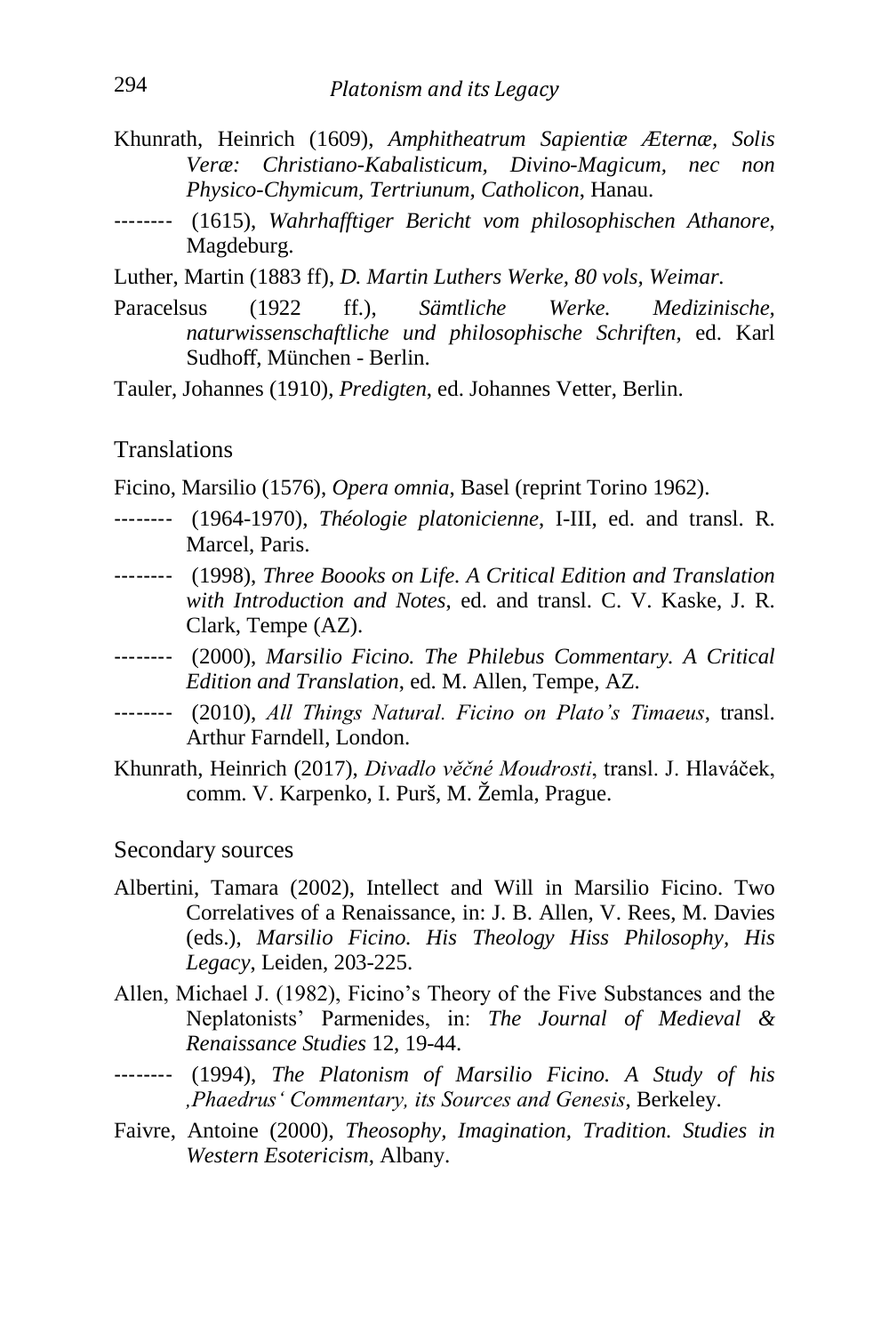Khunrath, Heinrich (1609), *Amphitheatrum Sapientiæ Æternæ, Solis Veræ: Christiano-Kabalisticum, Divino-Magicum, nec non Physico-Chymicum, Tertriunum, Catholicon*, Hanau.

-------- (1615), *Wahrhafftiger Bericht vom philosophischen Athanore*, Magdeburg.

Luther, Martin (1883 ff), *D. Martin Luthers Werke, 80 vols, Weimar.*

Paracelsus (1922 ff.), *Sämtliche Werke. Medizinische, naturwissenschaftliche und philosophische Schriften*, ed. Karl Sudhoff, München - Berlin.

Tauler, Johannes (1910), *Predigten*, ed. Johannes Vetter, Berlin.

## Translations

Ficino, Marsilio (1576), *Opera omnia*, Basel (reprint Torino 1962).

-------- (1964-1970), *Théologie platonicienne*, I-III, ed. and transl. R. Marcel, Paris.

-------- (1998), *Three Boooks on Life. A Critical Edition and Translation with Introduction and Notes*, ed. and transl. C. V. Kaske, J. R. Clark, Tempe (AZ).

-------- (2000), *Marsilio Ficino. The Philebus Commentary. A Critical Edition and Translation*, ed. M. Allen, Tempe, AZ.

-------- (2010), *All Things Natural. Ficino on Plato's Timaeus*, transl. Arthur Farndell, London.

Khunrath, Heinrich (2017), *Divadlo věčné Moudrosti*, transl. J. Hlaváček, comm. V. Karpenko, I. Purš, M. Žemla, Prague.

## Secondary sources

Albertini, Tamara (2002), Intellect and Will in Marsilio Ficino. Two Correlatives of a Renaissance, in: J. B. Allen, V. Rees, M. Davies (eds.), *Marsilio Ficino. His Theology Hiss Philosophy, His Legacy*, Leiden, 203-225.

Allen, Michael J. (1982), Ficino's Theory of the Five Substances and the Neplatonists' Parmenides, in: *The Journal of Medieval & Renaissance Studies* 12, 19-44.

-------- (1994), *The Platonism of Marsilio Ficino. A Study of his ‚Phaedrus' Commentary, its Sources and Genesis*, Berkeley.

Faivre, Antoine (2000), *Theosophy, Imagination, Tradition. Studies in Western Esotericism*, Albany.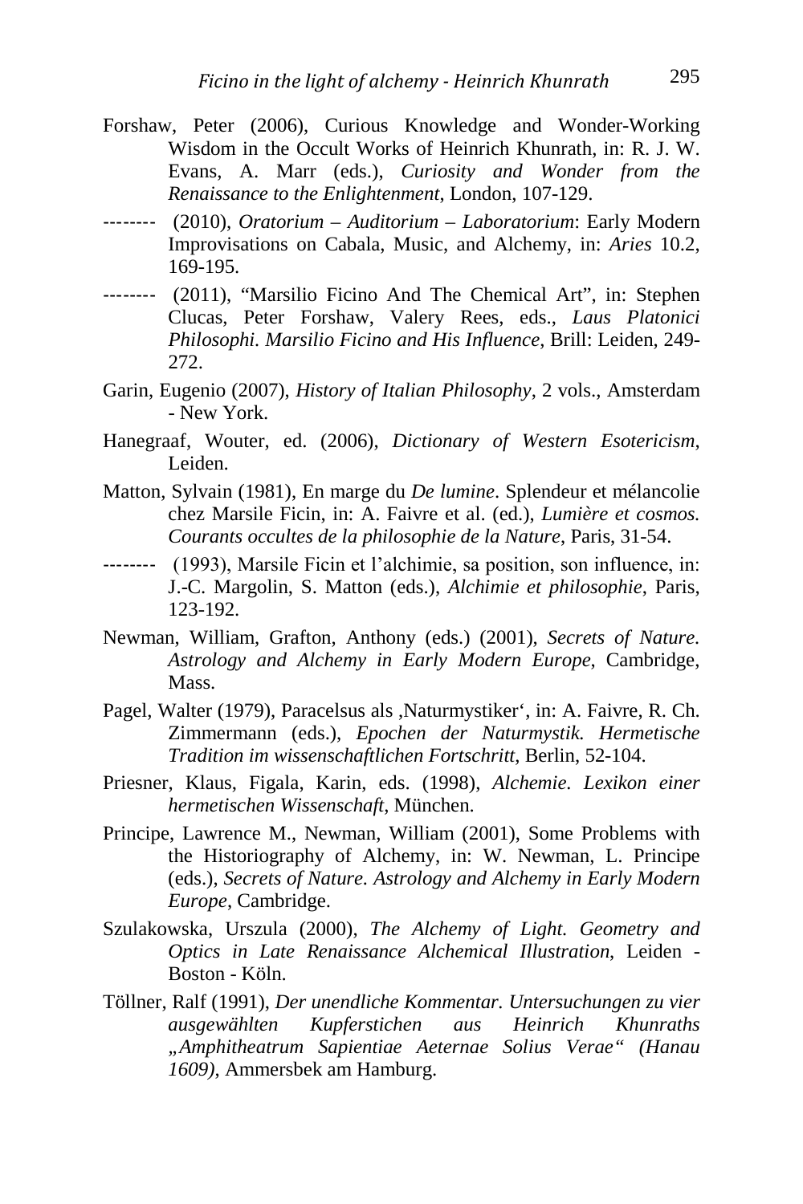Forshaw, Peter (2006), Curious Knowledge and Wonder-Working Wisdom in the Occult Works of Heinrich Khunrath, in: R. J. W. Evans, A. Marr (eds.), *Curiosity and Wonder from the Renaissance to the Enlightenment*, London, 107-129.

-------- (2010), *Oratorium – Auditorium – Laboratorium*: Early Modern Improvisations on Cabala, Music, and Alchemy, in: *Aries* 10.2, 169-195.

-------- (2011), "Marsilio Ficino And The Chemical Art", in: Stephen Clucas, Peter Forshaw, Valery Rees, eds., *Laus Platonici Philosophi. Marsilio Ficino and His Influence*, Brill: Leiden, 249-272.

Garin, Eugenio (2007), *History of Italian Philosophy*, 2 vols., Amsterdam - New York.

Hanegraaf, Wouter, ed. (2006), *Dictionary of Western Esotericism*, Leiden.

Matton, Sylvain (1981), En marge du *De lumine*. Splendeur et mélancolie chez Marsile Ficin, in: A. Faivre et al. (ed.), *Lumière et cosmos. Courants occultes de la philosophie de la Nature*, Paris, 31-54.

-------- (1993), Marsile Ficin et l'alchimie, sa position, son influence, in: J.-C. Margolin, S. Matton (eds.), *Alchimie et philosophie*, Paris, 123-192.

Newman, William, Grafton, Anthony (eds.) (2001), *Secrets of Nature. Astrology and Alchemy in Early Modern Europe*, Cambridge, Mass.

Pagel, Walter (1979), Paracelsus als ‚Naturmystiker', in: A. Faivre, R. Ch. Zimmermann (eds.), *Epochen der Naturmystik. Hermetische Tradition im wissenschaftlichen Fortschritt*, Berlin, 52-104.

Priesner, Klaus, Figala, Karin, eds. (1998), *Alchemie. Lexikon einer hermetischen Wissenschaft*, München.

Principe, Lawrence M., Newman, William (2001), Some Problems with the Historiography of Alchemy, in: W. Newman, L. Principe (eds.), *Secrets of Nature. Astrology and Alchemy in Early Modern Europe*, Cambridge.

Szulakowska, Urszula (2000), *The Alchemy of Light. Geometry and Optics in Late Renaissance Alchemical Illustration*, Leiden - Boston - Köln.

Töllner, Ralf (1991), *Der unendliche Kommentar. Untersuchungen zu vier ausgewählten Kupferstichen aus Heinrich Khunraths „Amphitheatrum Sapientiae Aeternae Solius Verae" (Hanau 1609)*, Ammersbek am Hamburg.